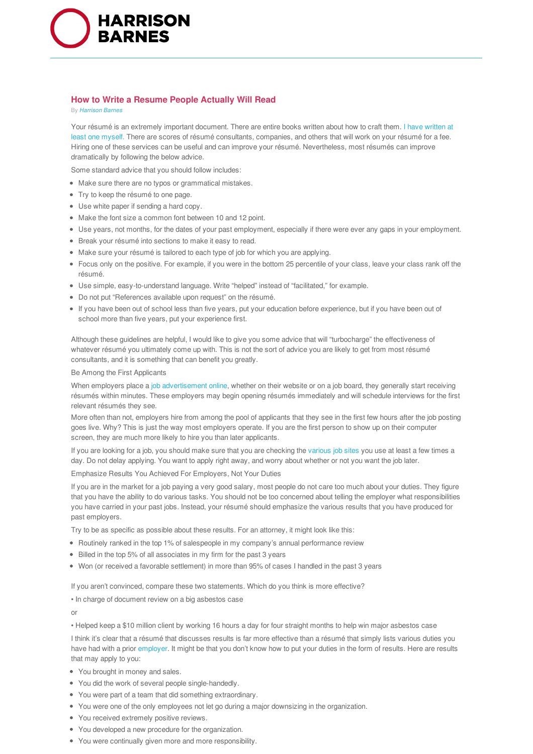# How to Write a Resume People Actually Will Read

By *Harrison Barnes*

Your résumé is an extremely important document. There are entire books written about how to craft them. I have written at least one myself. There are scores of résumé consultants, companies, and others that will work on your résumé for a fee. Hiring one of these services can be useful and can improve your résumé. Nevertheless, most résumés can improve dramatically by following the below advice.

Some standard advice that you should follow includes:

- Make sure there are no typos or grammatical mistakes.
- Try to keep the résumé to one page.
- Use white paper if sending a hard copy.
- Make the font size a common font between 10 and 12 point.
- Use years, not months, for the dates of your past employment, especially if there were ever any gaps in your employment.
- Break your résumé into sections to make it easy to read.
- Make sure your résumé is tailored to each type of job for which you are applying.
- Focus only on the positive. For example, if you were in the bottom 25 percentile of your class, leave your class rank off the résumé.
- Use simple, easy-to-understand language. Write "helped" instead of "facilitated," for example.
- Do not put "References available upon request" on the résumé.
- If you have been out of school less than five years, put your education before experience, but if you have been out of school more than five years, put your experience first.

Although these guidelines are helpful, I would like to give you some advice that will "turbocharge" the effectiveness of whatever résumé you ultimately come up with. This is not the sort of advice you are likely to get from most résumé consultants, and it is something that can benefit you greatly.

Be Among the First Applicants

When employers place a job advertisement online, whether on their website or on a job board, they generally start receiving résumés within minutes. These employers may begin opening résumés immediately and will schedule interviews for the first relevant résumés they see.

More often than not, employers hire from among the pool of applicants that they see in the first few hours after the job posting goes live. Why? This is just the way most employers operate. If you are the first person to show up on their computer screen, they are much more likely to hire you than later applicants.

If you are looking for a job, you should make sure that you are checking the various job sites you use at least a few times a day. Do not delay applying. You want to apply right away, and worry about whether or not you want the job later.

Emphasize Results You Achieved For Employers, Not Your Duties

If you are in the market for a job paying a very good salary, most people do not care too much about your duties. They figure that you have the ability to do various tasks. You should not be too concerned about telling the employer what responsibilities you have carried in your past jobs. Instead, your résumé should emphasize the various results that you have produced for past employers.

Try to be as specific as possible about these results. For an attorney, it might look like this:

- Routinely ranked in the top 1% of salespeople in my company's annual performance review
- Billed in the top 5% of all associates in my firm for the past 3 years
- Won (or received a favorable settlement) in more than 95% of cases I handled in the past 3 years

If you aren't convinced, compare these two statements. Which do you think is more effective?

• In charge of document review on a big asbestos case

or

• Helped keep a $10 million client by working 16 hours a day for four straight months to help win major asbestos case

I think it's clear that a résumé that discusses results is far more effective than a résumé that simply lists various duties you have had with a prior employer. It might be that you don't know how to put your duties in the form of results. Here are results that may apply to you:

- You brought in money and sales.
- You did the work of several people single-handedly.
- You were part of a team that did something extraordinary.
- You were one of the only employees not let go during a major downsizing in the organization.
- You received extremely positive reviews.
- You developed a new procedure for the organization.
- You were continually given more and more responsibility.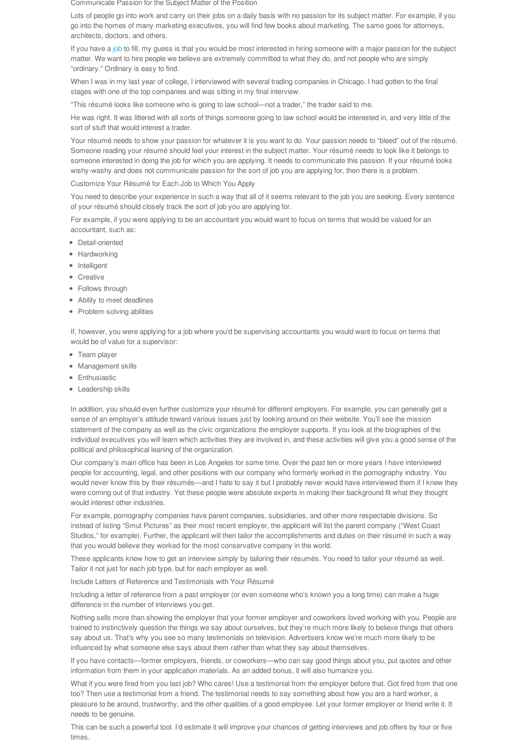## Communicate Passion for the Subject Matter of the Position

Lots of people go into work and carry on their jobs on a daily basis with no passion for its subject matter. For example, if you go into the homes of many marketing executives, you will find few books about marketing. The same goes for attorneys, architects, doctors, and others.

If you have a job to fill, my guess is that you would be most interested in hiring someone with a major passion for the subject matter. We want to hire people we believe are extremely committed to what they do, and not people who are simply "ordinary." Ordinary is easy to find.

When I was in my last year of college, I interviewed with several trading companies in Chicago. I had gotten to the final stages with one of the top companies and was sitting in my final interview.

"This résumé looks like someone who is going to law school—not a trader," the trader said to me.

He was right. It was littered with all sorts of things someone going to law school would be interested in, and very little of the sort of stuff that would interest a trader.

Your résumé needs to show your passion for whatever it is you want to do. Your passion needs to "bleed" out of the résumé. Someone reading your résumé should feel your interest in the subject matter. Your résumé needs to look like it belongs to someone interested in doing the job for which you are applying. It needs to communicate this passion. If your résumé looks wishy-washy and does not communicate passion for the sort of job you are applying for, then there is a problem.

## Customize Your Résumé for Each Job to Which You Apply

You need to describe your experience in such a way that all of it seems relevant to the job you are seeking. Every sentence of your résumé should closely track the sort of job you are applying for.

For example, if you were applying to be an accountant you would want to focus on terms that would be valued for an accountant, such as:

- Detail-oriented
- Hardworking
- Intelligent
- Creative
- Follows through
- Ability to meet deadlines
- Problem-solving abilities

If, however, you were applying for a job where you'd be supervising accountants you would want to focus on terms that would be of value for a supervisor:

- Team player
- Management skills
- Enthusiastic
- Leadership skills

In addition, you should even further customize your résumé for different employers. For example, you can generally get a sense of an employer's attitude toward various issues just by looking around on their website. You'll see the mission statement of the company as well as the civic organizations the employer supports. If you look at the biographies of the individual executives you will learn which activities they are involved in, and these activities will give you a good sense of the political and philosophical leaning of the organization.

Our company's main office has been in Los Angeles for some time. Over the past ten or more years I have interviewed people for accounting, legal, and other positions with our company who formerly worked in the pornography industry. You would never know this by their résumés—and I hate to say it but I probably never would have interviewed them if I knew they were coming out of that industry. Yet these people were absolute experts in making their background fit what they thought would interest other industries.

For example, pornography companies have parent companies, subsidiaries, and other more respectable divisions. So instead of listing "Smut Pictures" as their most recent employer, the applicant will list the parent company ("West Coast Studios," for example). Further, the applicant will then tailor the accomplishments and duties on their résumé in such a way that you would believe they worked for the most conservative company in the world.

These applicants knew how to get an interview simply by tailoring their résumés. You need to tailor your résumé as well. Tailor it not just for each job type, but for each employer as well.

## Include Letters of Reference and Testimonials with Your Résumé

Including a letter of reference from a past employer (or even someone who's known you a long time) can make a huge difference in the number of interviews you get.

Nothing sells more than showing the employer that your former employer and coworkers loved working with you. People are trained to instinctively question the things we say about ourselves, but they're much more likely to believe things that others say about us. That's why you see so many testimonials on television. Advertisers know we're much more likely to be influenced by what someone else says about them rather than what they say about themselves.

If you have contacts—former employers, friends, or coworkers—who can say good things about you, put quotes and other information from them in your application materials. As an added bonus, it will also humanize you.

What if you were fired from you last job? Who cares! Use a testimonial from the employer before that. Got fired from that one too? Then use a testimonial from a friend. The testimonial needs to say something about how you are a hard worker, a pleasure to be around, trustworthy, and the other qualities of a good employee. Let your former employer or friend write it. It needs to be genuine.

This can be such a powerful tool. I'd estimate it will improve your chances of getting interviews and job offers by four or five times.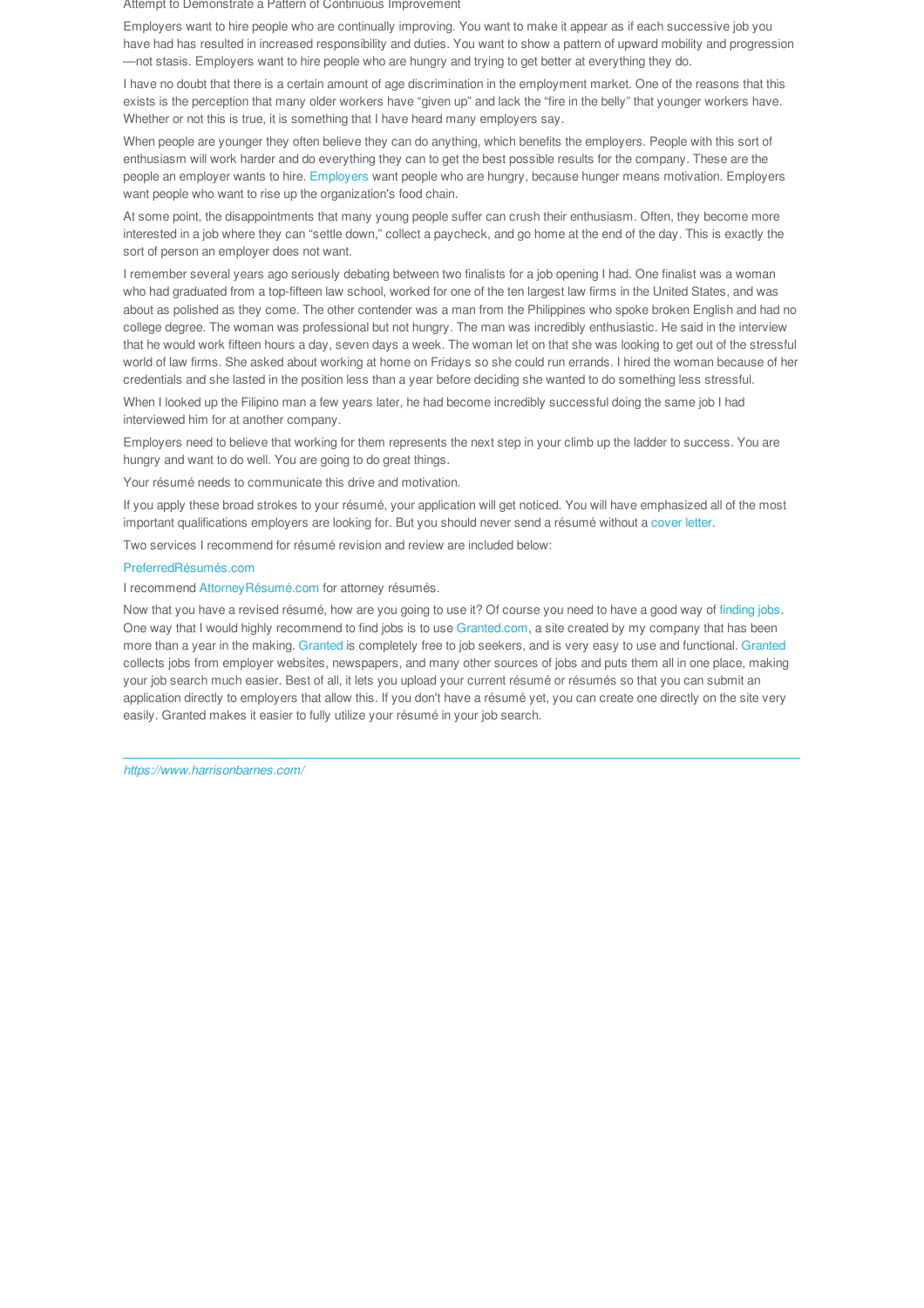## Attempt to Demonstrate a Pattern of Continuous Improvement

Employers want to hire people who are continually improving. You want to make it appear as if each successive job you have had has resulted in increased responsibility and duties. You want to show a pattern of upward mobility and progression—not stasis. Employers want to hire people who are hungry and trying to get better at everything they do.

I have no doubt that there is a certain amount of age discrimination in the employment market. One of the reasons that this exists is the perception that many older workers have "given up" and lack the "fire in the belly" that younger workers have. Whether or not this is true, it is something that I have heard many employers say.

When people are younger they often believe they can do anything, which benefits the employers. People with this sort of enthusiasm will work harder and do everything they can to get the best possible results for the company. These are the people an employer wants to hire. Employers want people who are hungry, because hunger means motivation. Employers want people who want to rise up the organization's food chain.

At some point, the disappointments that many young people suffer can crush their enthusiasm. Often, they become more interested in a job where they can "settle down," collect a paycheck, and go home at the end of the day. This is exactly the sort of person an employer does not want.

I remember several years ago seriously debating between two finalists for a job opening I had. One finalist was a woman who had graduated from a top-fifteen law school, worked for one of the ten largest law firms in the United States, and was about as polished as they come. The other contender was a man from the Philippines who spoke broken English and had no college degree. The woman was professional but not hungry. The man was incredibly enthusiastic. He said in the interview that he would work fifteen hours a day, seven days a week. The woman let on that she was looking to get out of the stressful world of law firms. She asked about working at home on Fridays so she could run errands. I hired the woman because of her credentials and she lasted in the position less than a year before deciding she wanted to do something less stressful.

When I looked up the Filipino man a few years later, he had become incredibly successful doing the same job I had interviewed him for at another company.

Employers need to believe that working for them represents the next step in your climb up the ladder to success. You are hungry and want to do well. You are going to do great things.

Your résumé needs to communicate this drive and motivation.

If you apply these broad strokes to your résumé, your application will get noticed. You will have emphasized all of the most important qualifications employers are looking for. But you should never send a résumé without a cover letter.

Two services I recommend for résumé revision and review are included below:

PreferredRésumés.com

I recommend AttorneyRésumé.com for attorney résumés.

Now that you have a revised résumé, how are you going to use it? Of course you need to have a good way of finding jobs. One way that I would highly recommend to find jobs is to use Granted.com, a site created by my company that has been more than a year in the making. Granted is completely free to job seekers, and is very easy to use and functional. Granted collects jobs from employer websites, newspapers, and many other sources of jobs and puts them all in one place, making your job search much easier. Best of all, it lets you upload your current résumé or résumés so that you can submit an application directly to employers that allow this. If you don't have a résumé yet, you can create one directly on the site very easily. Granted makes it easier to fully utilize your résumé in your job search.

---

*https://www.harrisonbarnes.com/*